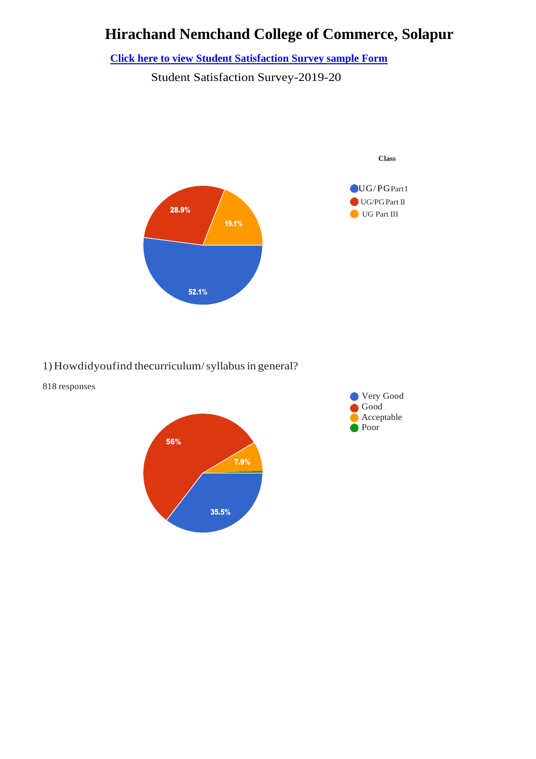# Hirachand Nemchand College of Commerce, Solapur

**Click here to view Student Satisfaction Survey sample Form**

Student Satisfaction Survey-2019-20

**Class**

- UG/PG Part I — 52.1%
- UG/PG Part II — 28.9%
- UG Part III — 19.1%

1) How did you find the curriculum/ syllabus in general?

818 responses

- Very Good — 35.5%
- Good — 56%
- Acceptable — 7.9%
- Poor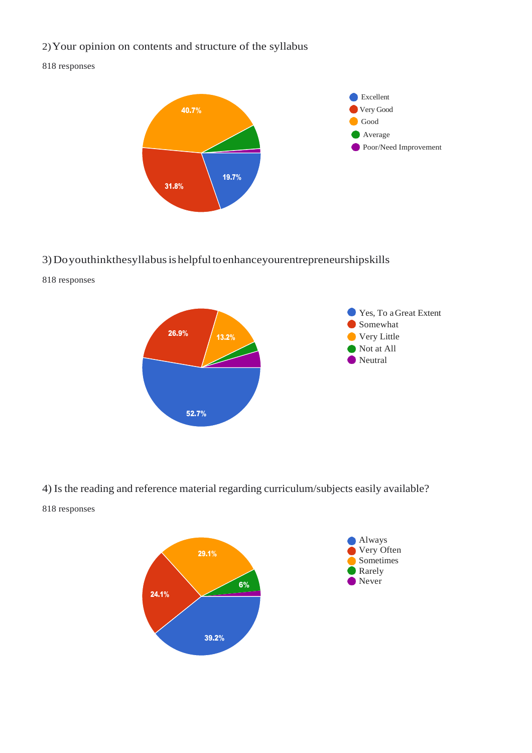2) Your opinion on contents and structure of the syllabus

818 responses

- Excellent: 19.7%
- Very Good: 31.8%
- Good: 40.7%
- Average
- Poor/Need Improvement

3) Doyouthinkthesyllabus ishelpful toenhanceyourentrepreneurshipskills

818 responses

- Yes, To a Great Extent: 52.7%
- Somewhat: 26.9%
- Very Little: 13.2%
- Not at All
- Neutral

4) Is the reading and reference material regarding curriculum/subjects easily available?

818 responses

- Always: 39.2%
- Very Often: 24.1%
- Sometimes: 29.1%
- Rarely: 6%
- Never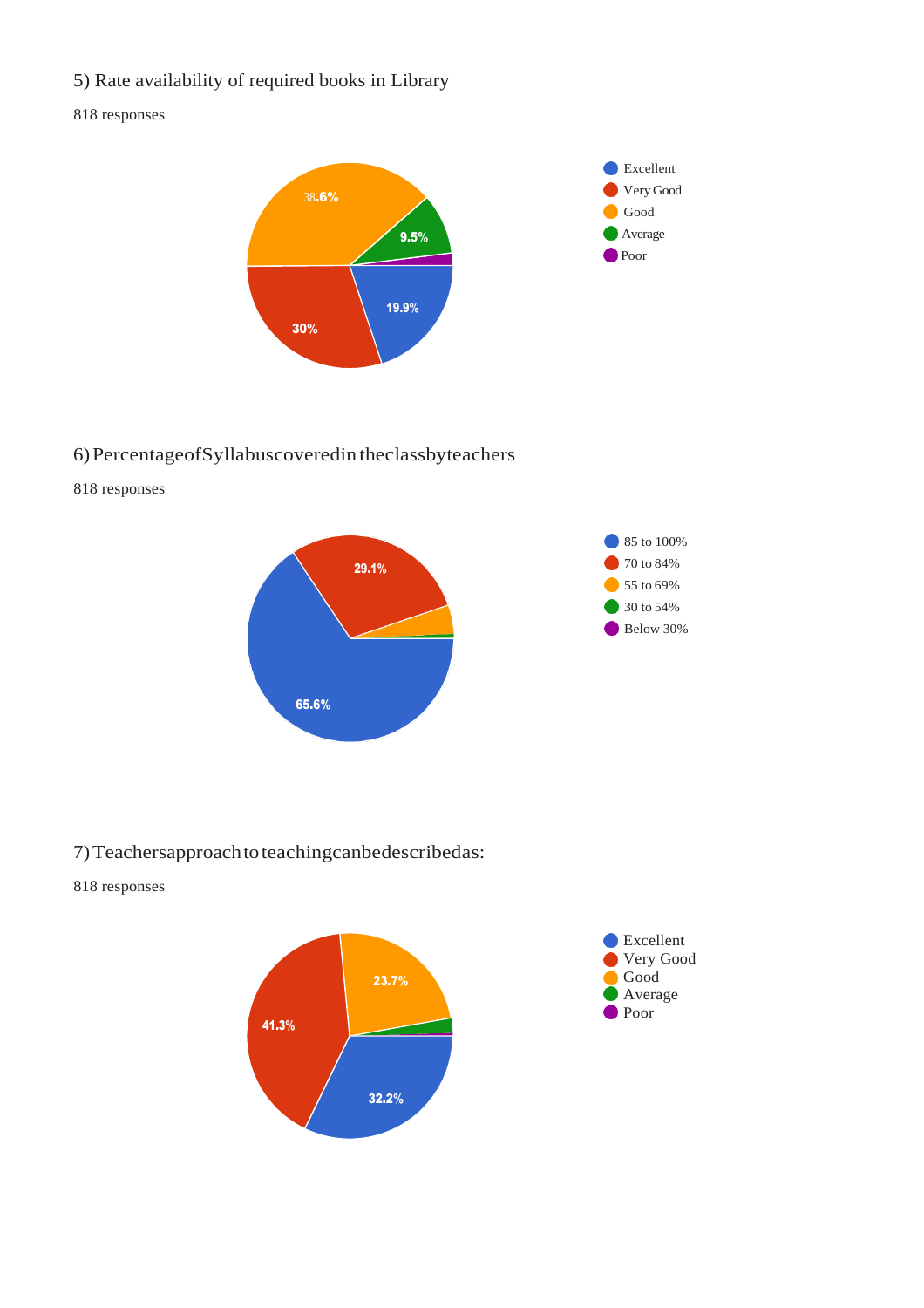5) Rate availability of required books in Library

818 responses

- Excellent
- Very Good
- Good
- Average
- Poor

38.6%

9.5%

19.9%

30%

6) PercentageofSyllabuscoveredin theclassbyteachers

818 responses

- 85 to 100%
- 70 to 84%
- 55 to 69%
- 30 to 54%
- Below 30%

29.1%

65.6%

7) Teachersapproach to teachingcanbedescribedas:

818 responses

- Excellent
- Very Good
- Good
- Average
- Poor

23.7%

41.3%

32.2%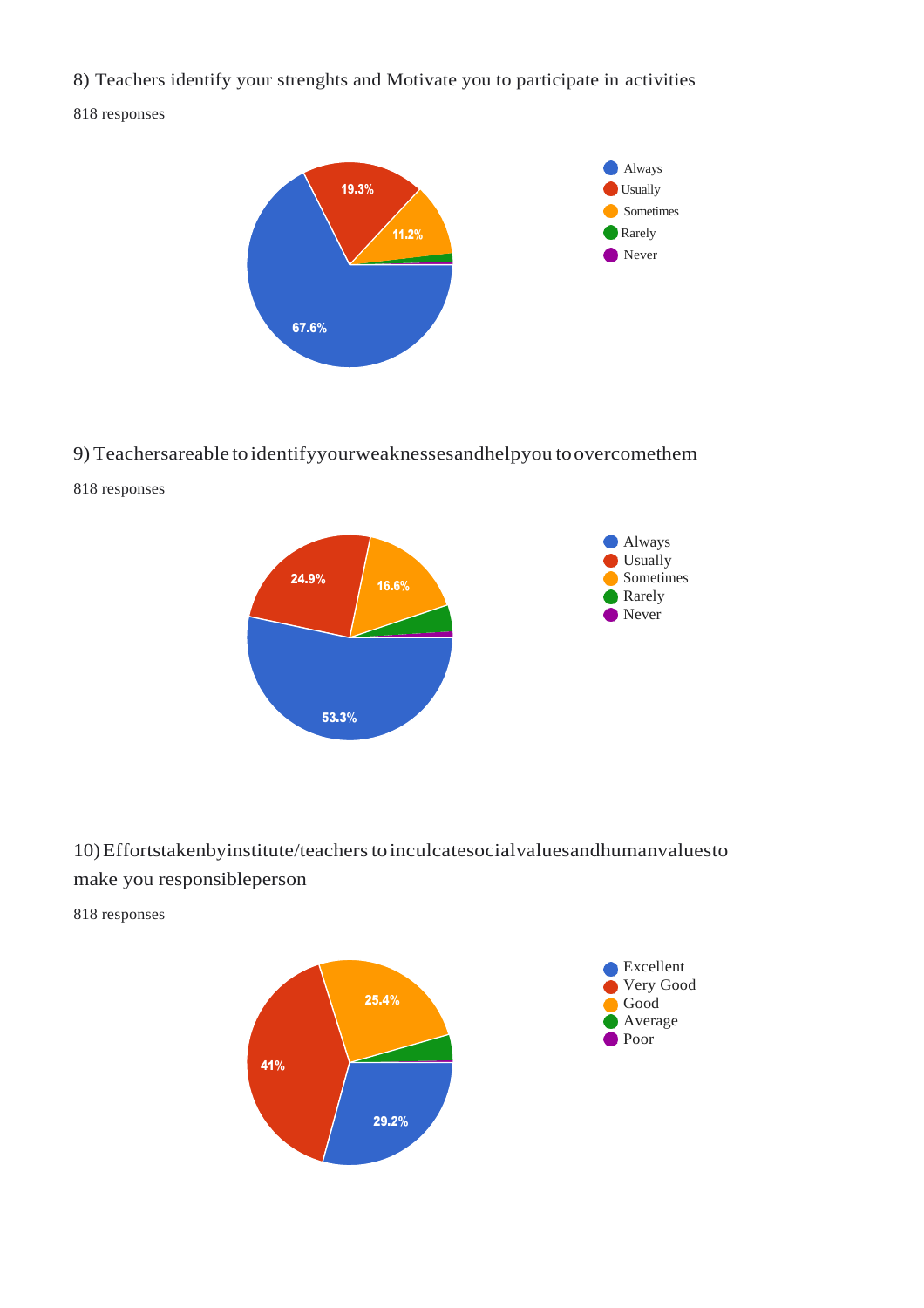8) Teachers identify your strenghts and Motivate you to participate in activities

818 responses

- Always: 67.6%
- Usually: 19.3%
- Sometimes: 11.2%
- Rarely
- Never

9) Teachersareable to identifyyourweaknessesandhelpyou toovercomethem

818 responses

- Always: 53.3%
- Usually: 24.9%
- Sometimes: 16.6%
- Rarely
- Never

10) Effortstakenbyinstitute/teachers toinculcatesocialvaluesandhumanvaluesto make you responsibleperson

818 responses

- Excellent: 29.2%
- Very Good: 41%
- Good: 25.4%
- Average
- Poor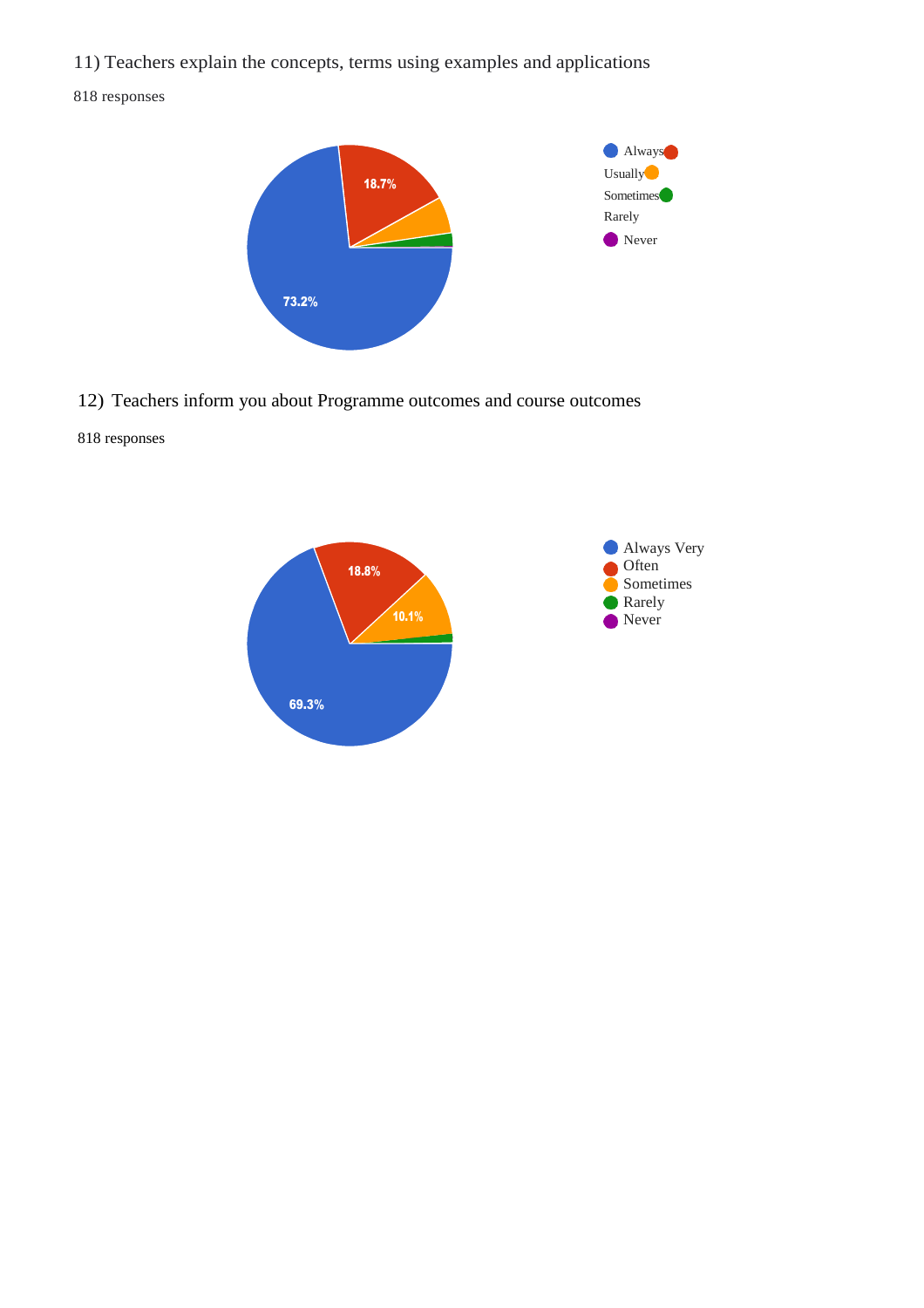11) Teachers explain the concepts, terms using examples and applications

818 responses

73.2%

18.7%

Always

Usually

Sometimes

Rarely

Never

12) Teachers inform you about Programme outcomes and course outcomes

818 responses

69.3%

18.8%

10.1%

Always Very

Often

Sometimes

Rarely

Never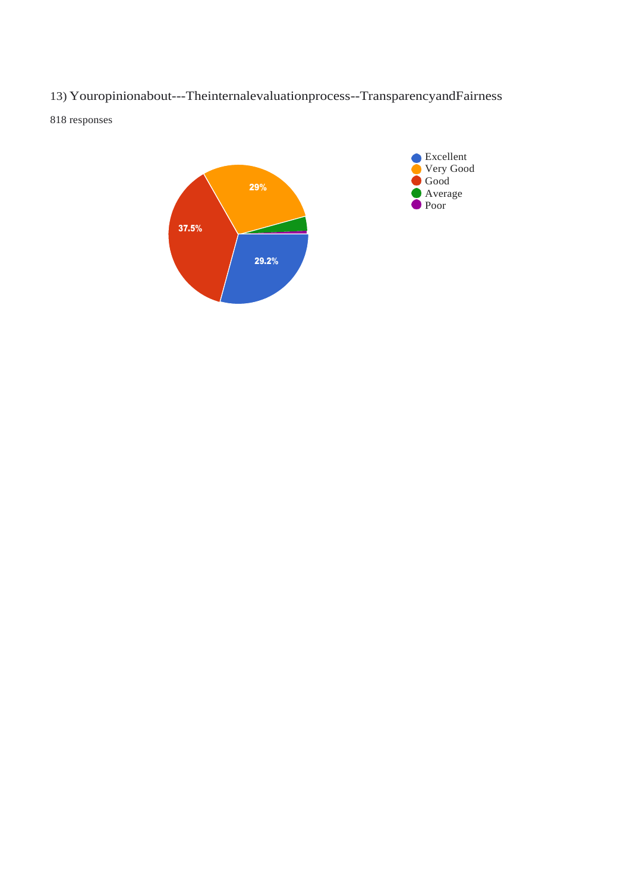13) Youropinionabout---Theinternalevaluationprocess--TransparencyandFairness

818 responses

- Excellent: 29.2%
- Very Good: 29%
- Good: 37.5%
- Average
- Poor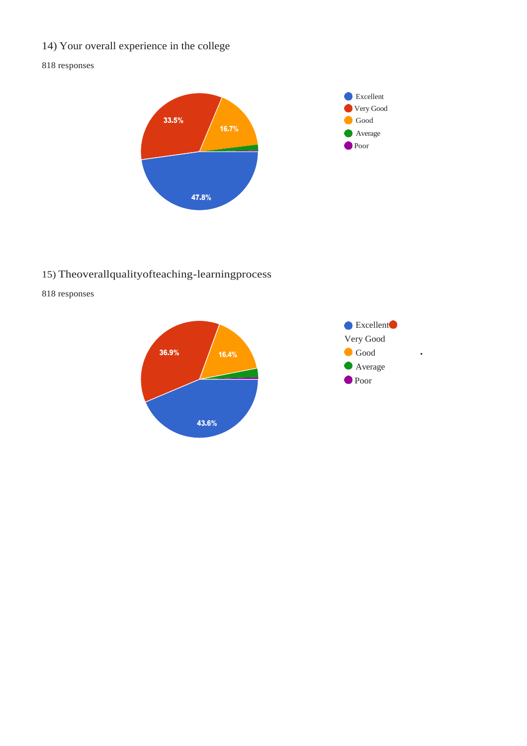14) Your overall experience in the college

818 responses

- Excellent: 47.8%
- Very Good: 33.5%
- Good: 16.7%
- Average
- Poor

15) Theoverallqualityofteaching-learningprocess

818 responses

- Excellent: 43.6%
- Very Good: 36.9%
- Good: 16.4%
- Average
- Poor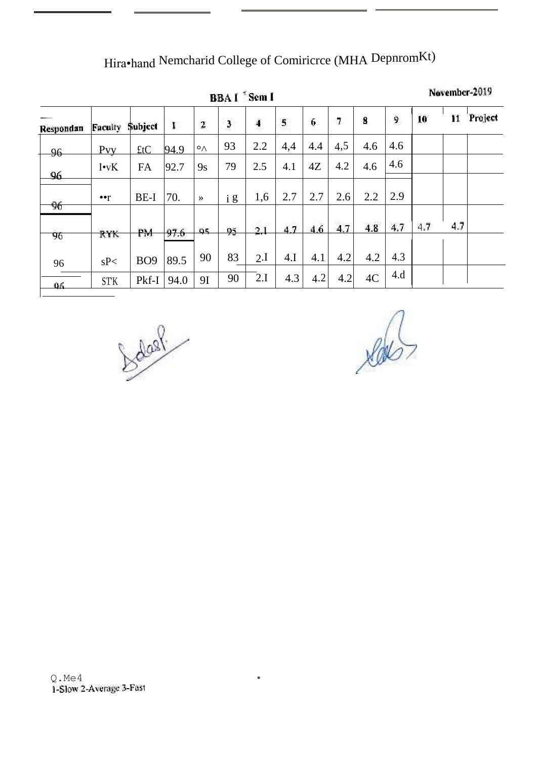Hira•hand Nemcharid College of Comiricrce (MHA DepnromKt)

**BBA I [st] Sem I** **November-2019**

| Respondan | Faculty | Subject | 1 | 2 | 3 | 4 | 5 | 6 | 7 | 8 | 9 | 10 | 11 | Project |
|---|---|---|---|---|---|---|---|---|---|---|---|---|---|---|
| 96 | Pvy | £tC | 94.9 | °^ | 93 | 2.2 | 4,4 | 4.4 | 4,5 | 4.6 | 4.6 | | | |
| 96 | I•vK | FA | 92.7 | 9s | 79 | 2.5 | 4.1 | 4Z | 4.2 | 4.6 | 4.6 | | | |
| 96 | ••r | BE-I | 70. | » | i g | 1,6 | 2.7 | 2.7 | 2.6 | 2.2 | 2.9 | | | |
| 96 | RYK | PM | 97.6 | 95 | 95 | 2.1 | 4.7 | 4.6 | 4.7 | 4.8 | 4.7 | 4.7 | 4.7 | |
| 96 | sP< | BO9 | 89.5 | 90 | 83 | 2.I | 4.I | 4.1 | 4.2 | 4.2 | 4.3 | | | |
| 96 | ST'K | Pkf-I | 94.0 | 9I | 90 | 2.I | 4.3 | 4.2 | 4.2 | 4C | 4.d | | | |

Q.Me4

1-Slow 2-Average 3-Fast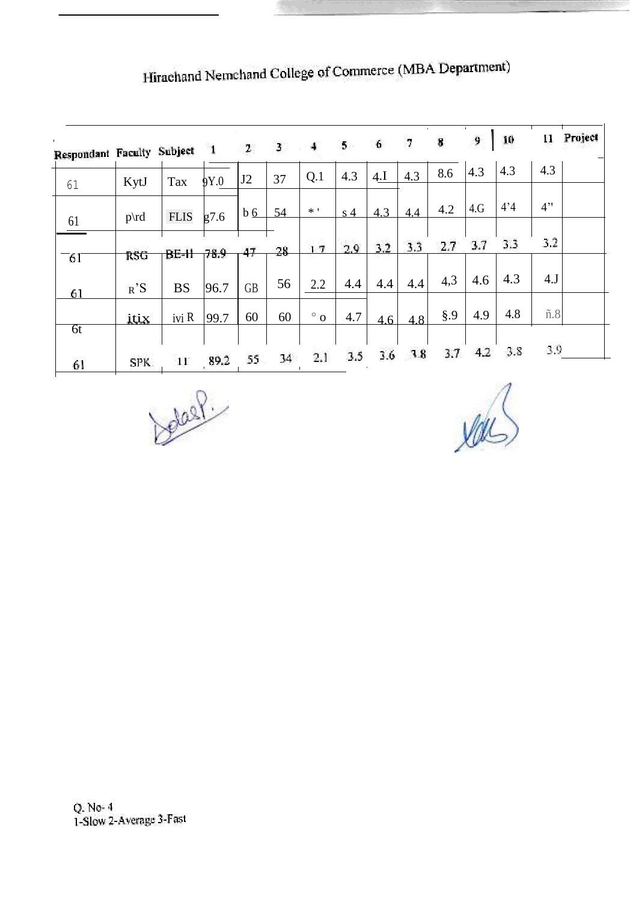## Hirachand Nemchand College of Commerce (MBA Department)

| Respondant | Faculty | Subject | 1 | 2 | 3 | 4 | 5 | 6 | 7 | 8 | 9 | 10 | 11 | Project |
|---|---|---|---|---|---|---|---|---|---|---|---|---|---|---|
| 61 | KytJ | Tax | 9Y.0 | J2 | 37 | Q.1 | 4.3 | 4.I | 4.3 | 8.6 | 4.3 | 4.3 | 4.3 | |
| 61 | p\rd | FLIS | g7.6 | b 6 | 54 | * ' | s 4 | 4.3 | 4.4 | 4.2 | 4.G | 4'4 | 4'' | |
| 61 | RSG | BE-II | 78.9 | 47 | 28 | 1 7 | 2.9 | 3.2 | 3.3 | 2.7 | 3.7 | 3.3 | 3.2 | |
| 61 | R'S | BS | 96.7 | GB | 56 | 2.2 | 4.4 | 4.4 | 4.4 | 4,3 | 4.6 | 4.3 | 4.J | |
| 6t | itix | ivi R | 99.7 | 60 | 60 | ° o | 4.7 | 4.6 | 4.8 | §.9 | 4.9 | 4.8 | ñ.8 | |
| 61 | SPK | 11 | 89.2 | 55 | 34 | 2.1 | 3.5 | 3.6 | 3.8 | 3.7 | 4.2 | 3.8 | 3.9 | |

Q. No- 4
1-Slow 2-Average 3-Fast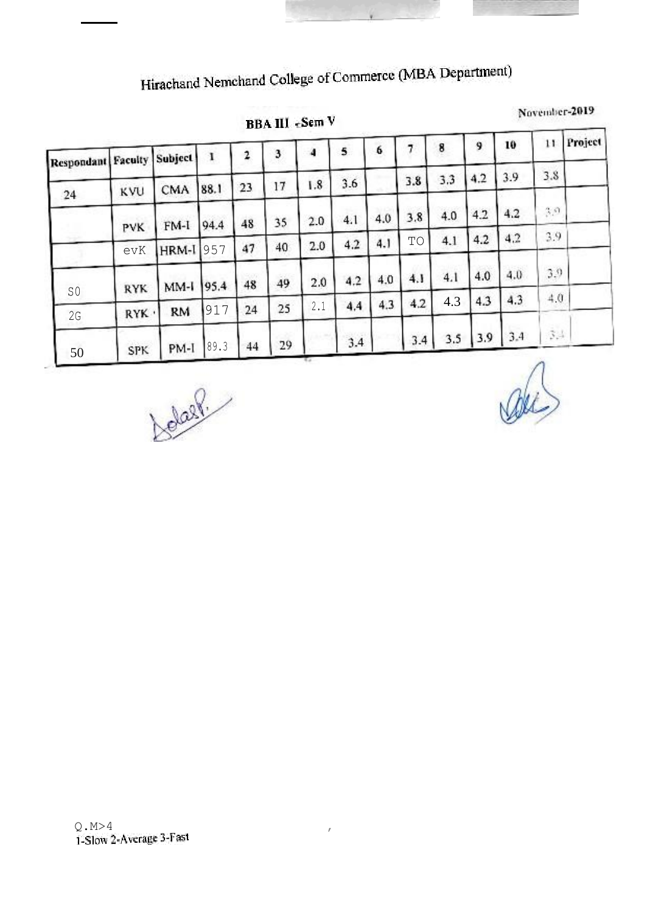# Hirachand Nemchand College of Commerce (MBA Department)

November-2019

**BBA III - Sem V**

| Respondant | Faculty | Subject | 1 | 2 | 3 | 4 | 5 | 6 | 7 | 8 | 9 | 10 | 11 | Project |
|---|---|---|---|---|---|---|---|---|---|---|---|---|---|---|
| 24 | KVU | CMA | 88.1 | 23 | 17 | 1.8 | 3.6 | | 3.8 | 3.3 | 4.2 | 3.9 | 3.8 | |
| | PVK | FM-I | 94.4 | 48 | 35 | 2.0 | 4.1 | 4.0 | 3.8 | 4.0 | 4.2 | 4.2 | 3.9 | |
| | evK | HRM-I | 957 | 47 | 40 | 2.0 | 4.2 | 4.1 | TO | 4.1 | 4.2 | 4.2 | 3.9 | |
| S0 | RYK | MM-I | 95.4 | 48 | 49 | 2.0 | 4.2 | 4.0 | 4.1 | 4.1 | 4.0 | 4.0 | 3.9 | |
| 2G | RYK | RM | 917 | 24 | 25 | 2.1 | 4.4 | 4.3 | 4.2 | 4.3 | 4.3 | 4.3 | 4.0 | |
| 50 | SPK | PM-I | 89.3 | 44 | 29 | | 3.4 | | 3.4 | 3.5 | 3.9 | 3.4 | 3.4 | |

Q.M>4

1-Slow 2-Average 3-Fast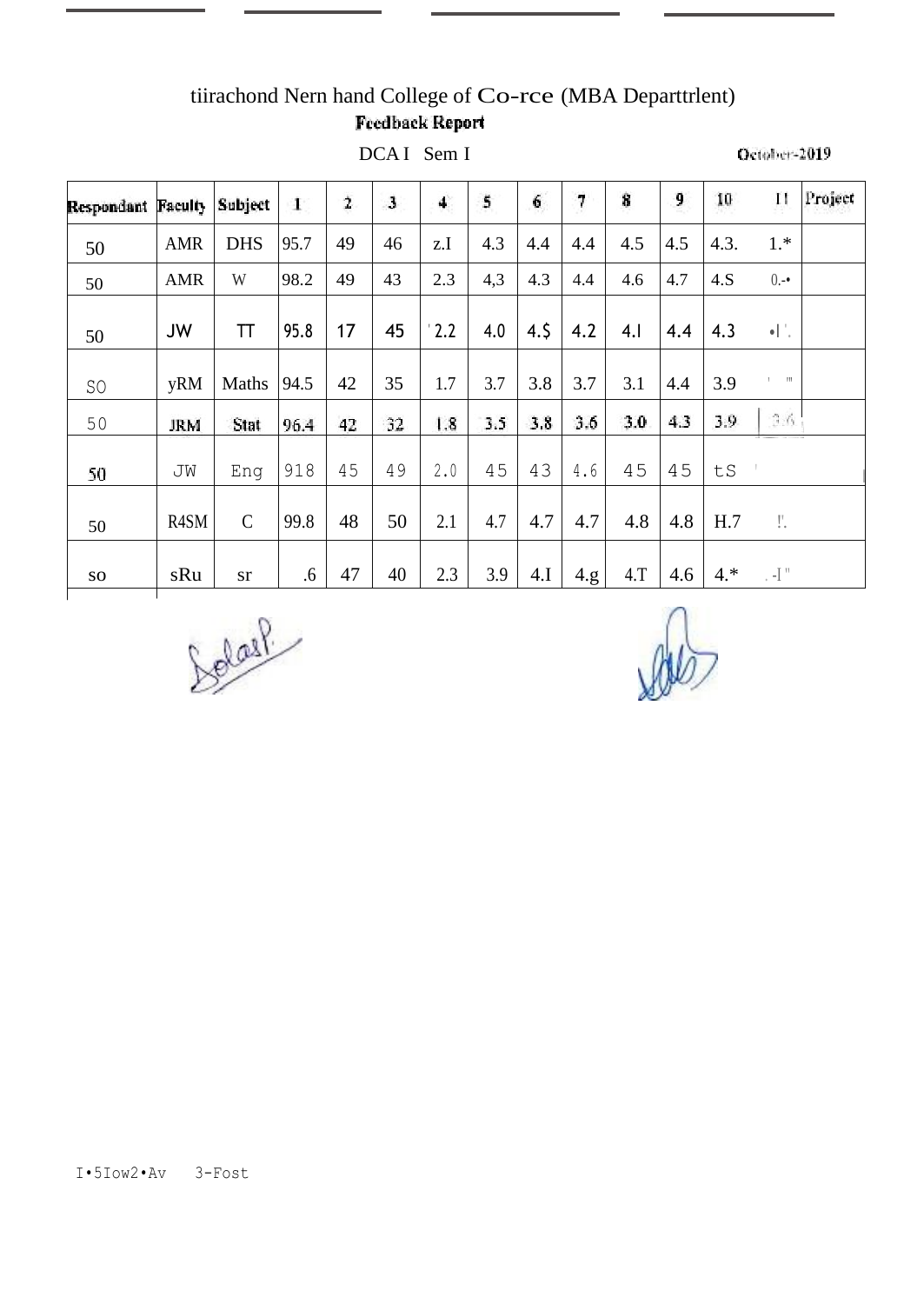tiirachond Nern hand College of Co-rce (MBA Departtrlent)

**Feedback Report**

DCA I Sem I

October-2019

| Respondant | Faculty | Subject | 1 | 2 | 3 | 4 | 5 | 6 | 7 | 8 | 9 | 10 | 11 | Project |
|---|---|---|---|---|---|---|---|---|---|---|---|---|---|---|
| 50 | AMR | DHS | 95.7 | 49 | 46 | z.I | 4.3 | 4.4 | 4.4 | 4.5 | 4.5 | 4.3. | 1.* | |
| 50 | AMR | W | 98.2 | 49 | 43 | 2.3 | 4,3 | 4.3 | 4.4 | 4.6 | 4.7 | 4.S | 0.-• | |
| 50 | JW | TT | 95.8 | 17 | 45 | 2.2 | 4.0 | 4.$ | 4.2 | 4.l | 4.4 | 4.3 | •l'. | |
| SO | yRM | Maths | 94.5 | 42 | 35 | 1.7 | 3.7 | 3.8 | 3.7 | 3.1 | 4.4 | 3.9 | ' " | |
| 50 | JRM | Stat | 96.4 | 42 | 32 | 1.8 | 3.5 | 3.8 | 3.6 | 3.0 | 4.3 | 3.9 | 3.6 | |
| 50 | JW | Eng | 918 | 45 | 49 | 2.0 | 45 | 43 | 4.6 | 45 | 45 | tS | ' | |
| 50 | R4SM | C | 99.8 | 48 | 50 | 2.1 | 4.7 | 4.7 | 4.7 | 4.8 | 4.8 | H.7 | !'. | |
| so | sRu | sr | .6 | 47 | 40 | 2.3 | 3.9 | 4.I | 4.g | 4.T | 4.6 | 4.* | .-I" | |

I•5Iow2•Av 3-Fost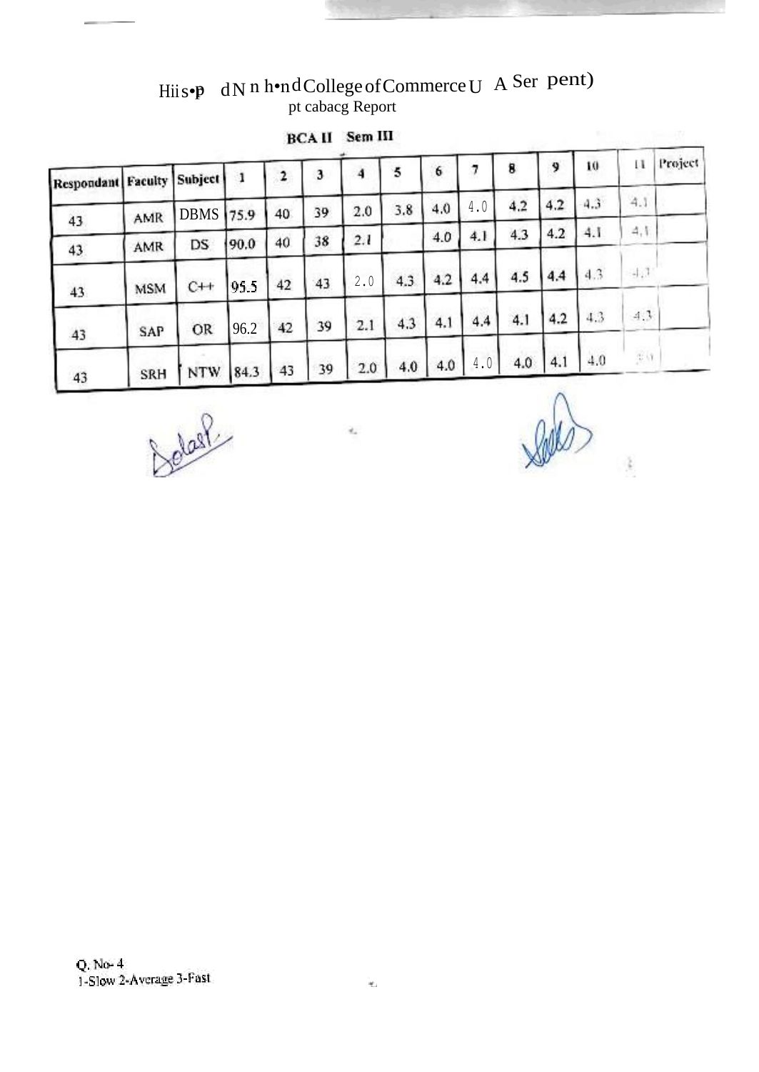Hiis•p dN n h•nd College of Commerce U A Ser pent)

pt cabacg Report

**BCA II Sem III**

| Respondant | Faculty | Subject | 1 | 2 | 3 | 4 | 5 | 6 | 7 | 8 | 9 | 10 | 11 | Project |
|---|---|---|---|---|---|---|---|---|---|---|---|---|---|---|
| 43 | AMR | DBMS | 75.9 | 40 | 39 | 2.0 | 3.8 | 4.0 | 4.0 | 4.2 | 4.2 | 4.3 | 4.1 | |
| 43 | AMR | DS | 90.0 | 40 | 38 | 2.1 | | 4.0 | 4.1 | 4.3 | 4.2 | 4.1 | 4.1 | |
| 43 | MSM | C++ | 95.5 | 42 | 43 | 2.0 | 4.3 | 4.2 | 4.4 | 4.5 | 4.4 | 4.3 | 4.3 | |
| 43 | SAP | OR | 96.2 | 42 | 39 | 2.1 | 4.3 | 4.1 | 4.4 | 4.1 | 4.2 | 4.3 | 4.3 | |
| 43 | SRH | NTW | 84.3 | 43 | 39 | 2.0 | 4.0 | 4.0 | 4.0 | 4.0 | 4.1 | 4.0 | 3.0 | |

Q. No- 4
1-Slow 2-Average 3-Fast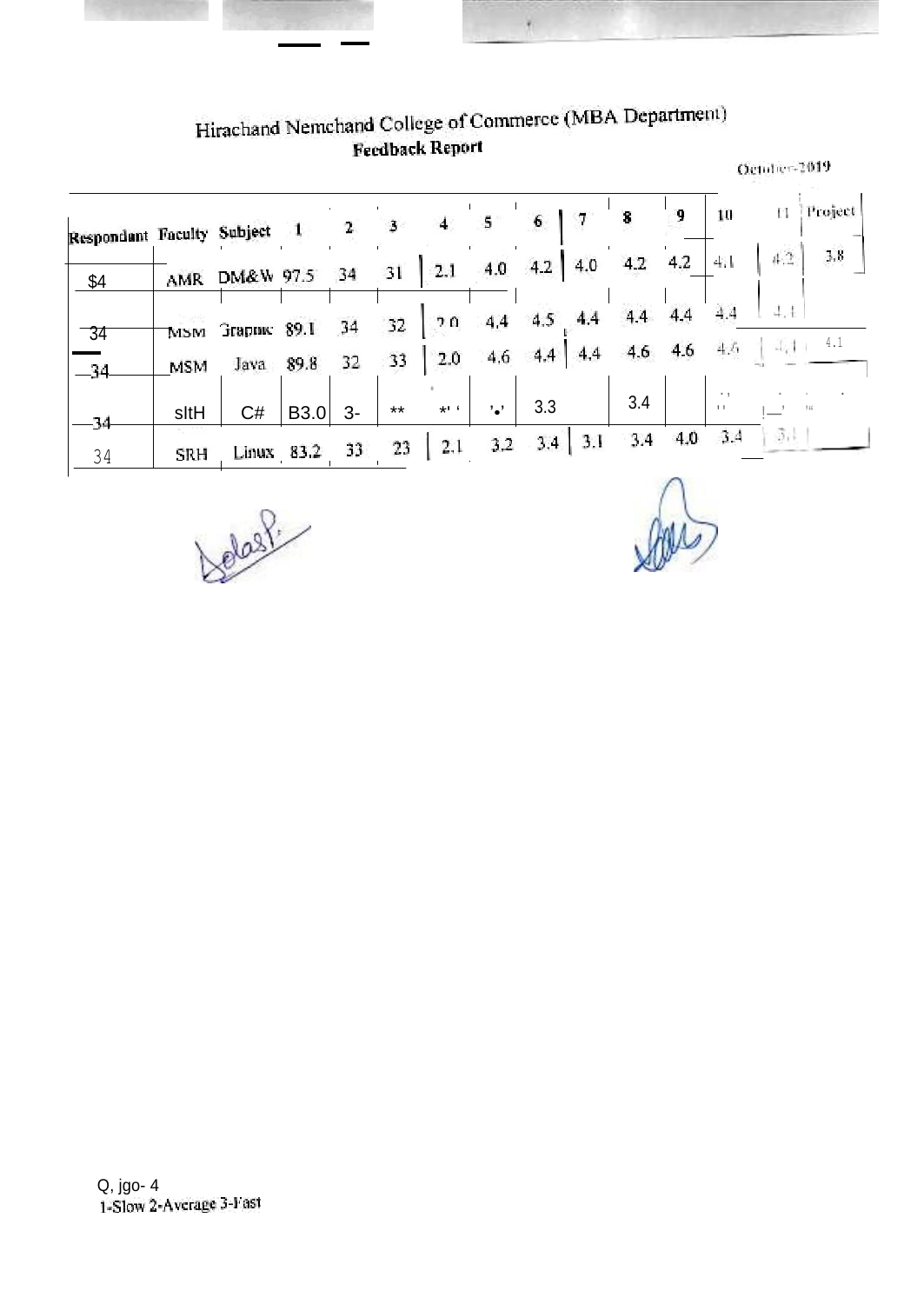# Hirachand Nemchand College of Commerce (MBA Department)

## Feedback Report

October-2019

| Respondant | Faculty | Subject | 1 | 2 | 3 | 4 | 5 | 6 | 7 | 8 | 9 | 10 | 11 | Project |
|---|---|---|---|---|---|---|---|---|---|---|---|---|---|---|
| $4 | AMR | DM&W | 97.5 | 34 | 31 | 2.1 | 4.0 | 4.2 | 4.0 | 4.2 | 4.2 | 4.1 | 4.2 | 3.8 |
| 34 | MSM | Graphic | 89.1 | 34 | 32 | 2.0 | 4.4 | 4.5 | 4.4 | 4.4 | 4.4 | 4.4 | 4.1 | |
| 34 | MSM | Java | 89.8 | 32 | 33 | 2.0 | 4.6 | 4.4 | 4.4 | 4.6 | 4.6 | 4.6 | 4.1 | 4.1 |
| 34 | sltH | C# | B3.0 | 3- | ** | *' ' | '•' | 3.3 | | 3.4 | | | | |
| 34 | SRH | Linux | 83.2 | 33 | 23 | 2.1 | 3.2 | 3.4 | 3.1 | 3.4 | 4.0 | 3.4 | 3.4 | |

Q, jgo- 4

1-Slow 2-Average 3-Fast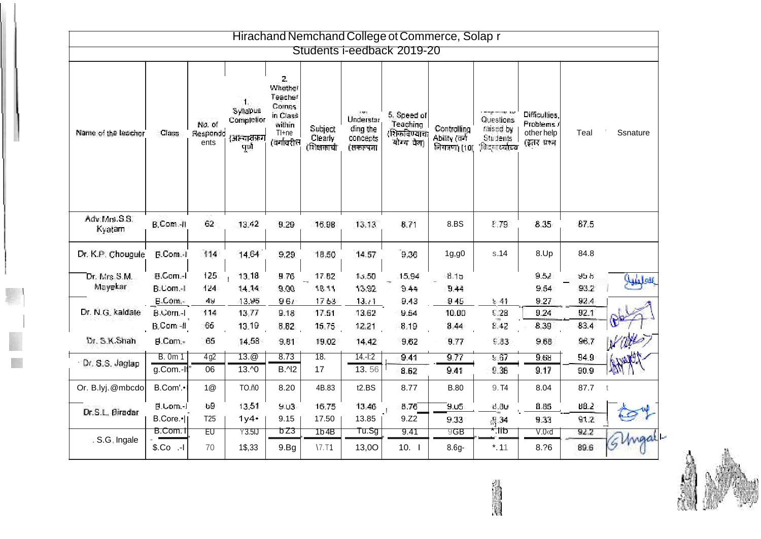# Hirachand Nemchand College ot Commerce, Solap r

## Students i-eedback 2019-20

| Name of the teacher | Class | No. of Respondents | 1. Syllabus Completior (अभ्यासक्रम पूर्ण) | 2. Whether Teacher Comes in Class within Ti+ne (वर्गावरील | Subject Clearly (शिक्षकाचे | Understanding the concepts (संकल्पना | 5. Speed of Teaching (शिकविण्याचा योग्य वेग) | Controlling Ability (वर्ग नियंत्रण) (10 | Questions raised by Students (विद्यार्थ्यांच्या | Difficullies, Problems / other help (इतर प्रश्न | Teal | Ssnature |
|---|---|---|---|---|---|---|---|---|---|---|---|---|
| Adv.Mrs.S.S. Kyatam | B.Com.-II | 62 | 13.42 | 9.29 | 16.98 | 13.13 | 8.71 | 8.BS | 8.79 | 8.35 | 87.5 | |
| Dr. K.P. Chougule | B.Com.-I | 114 | 14.64 | 9.29 | 18.50 | 14.57 | 9.36 | 1g,g0 | s.14 | 8.Up | 84.8 | |
| Dr. Mrs.S.M. Mayekar | B.Com.-I | 125 | 13.18 | 9.76 | 17.62 | 13.50 | 15.94 | 8.15 | | 9.52 | 95.6 | |
| | B.Com.-I | 124 | 14.14 | 9.00 | 18.11 | 13.92 | 9.44 | 9.44 | | 9.54 | 93.2 | |
| Dr. N.G. kaldate | B.Com.- | 49 | 13.95 | 9.67 | 17.63 | 13.71 | 9.43 | 9.45 | 9.41 | 9.27 | 92.4 | |
| | B.Com.-I | 114 | 13.77 | 9.18 | 17.51 | 13.62 | 9.54 | 10.00 | 9.28 | 9.24 | 92.1 | |
| | B.Com.-II | 66 | 13.19 | 8.82 | 15.75 | 12.21 | 8.19 | 8.44 | 8.42 | 8.39 | 83.4 | |
| Dr. S.K.Shah | B.Com.- | 65 | 14.58 | 9.81 | 19.02 | 14.42 | 9.62 | 9.77 | 9.83 | 9.68 | 96.7 | |
| Dr. S.S. Jaglap | B. 0m 1 | 4g2 | 13.@ | 8.73 | 18. | 14.-I:2 | 9.41 | 9.77 | s.67 | 9.68 | 94.9 | |
| | g.Com.-I | 06 | 13.^0 | B.^I2 | 17 | 13. 56 | 8.62 | 9.41 | 9.36 | 9.17 | 90.9 | |
| Or. B.lyj.@mbcdo | B.Com'.• | 1@ | TO.ñ0 | 8.20 | 4B.83 | t2.BS | 8.77 | B.80 | 9.T4 | 8.04 | 87.7 | |
| Dr.S.L. Biradar | B.Com.-I | 69 | 13.51 | 9.03 | 16.75 | 13.46 | 8.76 | 9.05 | 8.80 | 8.85 | 88.2 | |
| | B.Core.• | T25 | 1y4• | 9.15 | 17.50 | 13.85 | 9.Z2 | 9.33 | 9.34 | 9.33 | 91.2 | |
| . S.G. Ingale | B.Com. I | EU | Y3.5IJ | bZ3 | 1b4B | Tu.Sg | 9.41 | 9GB | *.lib | V.0d | 92.2 | |
| | $.Co .-I | 70 | 1$,33 | 9.Bg | \7.T1 | 13,0O | 10. I | 8.6g- | *.11 | 8.?6 | 89.6 | |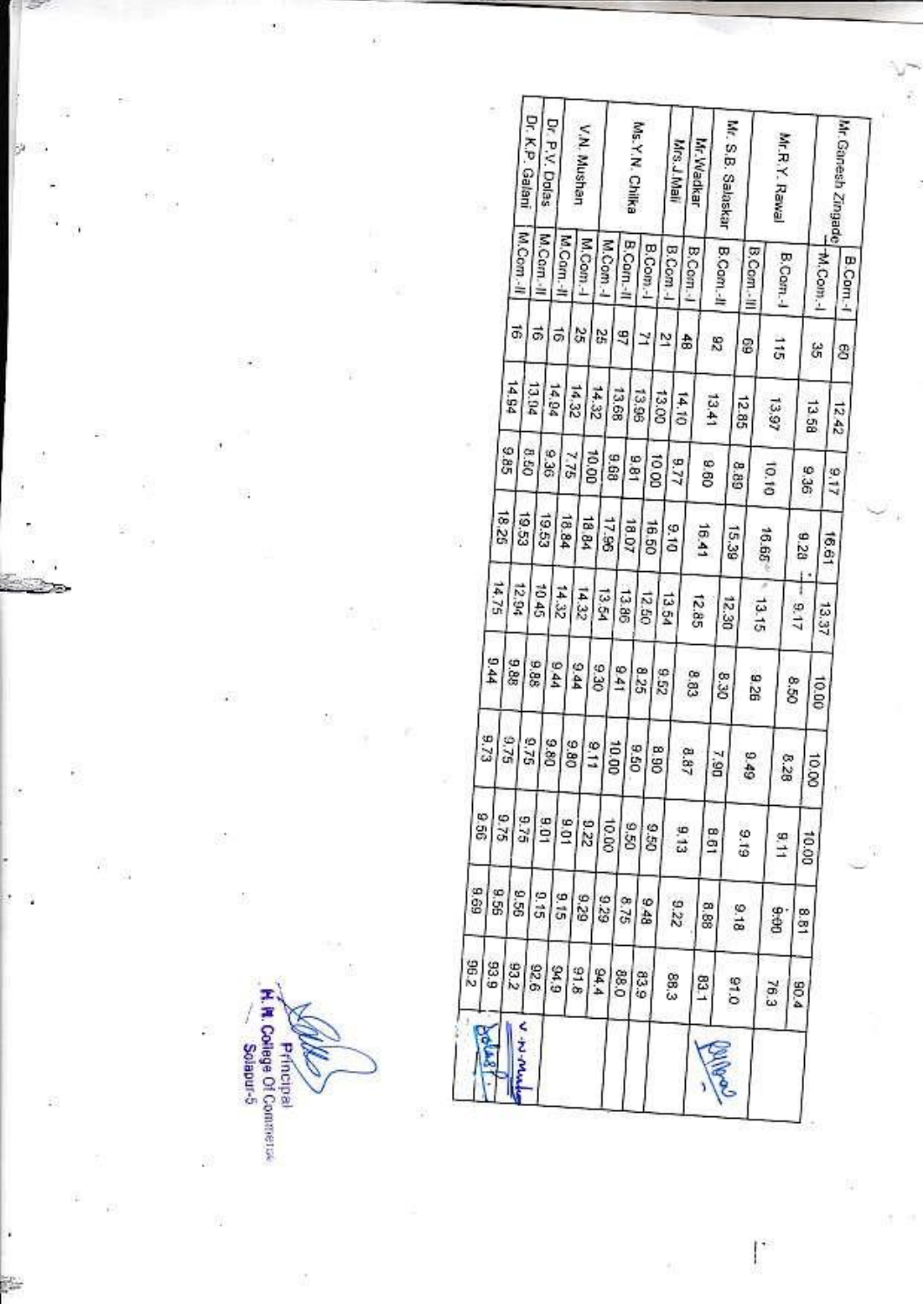| | | | | | | | | | | | |
|---|---|---|---|---|---|---|---|---|---|---|---|
| Mr.Ganesh Zingade | B.Com.-I | 60 | 12.42 | 9.17 | 16.61 | 13.37 | 10.00 | 10.00 | 10.00 | 8.81 | 90.4 |
| | M.Com.-I | 35 | 13.58 | 9.36 | 9.28 | 9.17 | 8.50 | 8.28 | 9.11 | 9.00 | 76.3 |
| Mr.R.Y. Rawal | B.Com.-I | 115 | 13.97 | 10.10 | 16.66 | 13.15 | 9.26 | 9.49 | 9.19 | 9.18 | 91.0 |
| | B.Com.-III | 69 | 12.85 | 8.89 | 15.39 | 12.30 | 8.30 | 7.90 | 8.61 | 8.88 | 83.1 |
| Mr. S.B. Salaskar | B.Com.-II | 92 | 13.41 | 9.80 | 16.41 | 12.85 | 8.83 | 8.87 | 9.13 | 9.22 | 88.3 |
| Mr.Wadkar | B.Com.-I | 48 | 14.10 | 9.77 | 9.10 | 13.54 | 9.52 | 8.90 | 9.50 | 9.48 | 83.9 |
| Mrs.J.Mali | B.Com.-I | 21 | 13.00 | 10.00 | 16.50 | 12.50 | 8.25 | 9.50 | 9.50 | 8.75 | 88.0 |
| Ms.Y.N. Chilka | B.Com.-I | 71 | 13.96 | 9.81 | 18.07 | 13.86 | 9.41 | 10.00 | 10.00 | 9.29 | 94.4 |
| | B.Com.-II | 97 | 13.68 | 9.68 | 17.96 | 13.54 | 9.30 | 9.11 | 9.22 | 9.29 | 91.8 |
| | M.Com.-I | 25 | 14.32 | 10.00 | 18.84 | 14.32 | 9.44 | 9.80 | 9.01 | 9.15 | 94.9 |
| V.N. Mushan | M.Com.-I | 25 | 14.32 | 7.75 | 18.84 | 14.32 | 9.44 | 9.80 | 9.01 | 9.15 | 92.6 |
| | M.Com.-II | 16 | 14.94 | 9.36 | 19.53 | 10.45 | 9.88 | 9.75 | 9.75 | 9.56 | 93.2 |
| Dr. P.V. Dolas | M.Com.-II | 16 | 13.94 | 8.50 | 19.53 | 12.94 | 9.88 | 9.75 | 9.75 | 9.56 | 93.9 |
| Dr. K.P. Galani | M.Com.-II | 16 | 14.94 | 9.85 | 18.25 | 14.75 | 9.44 | 9.73 | 9.56 | 9.69 | 96.2 |

Principal
H. N. College Of Commerce
Solapur-5